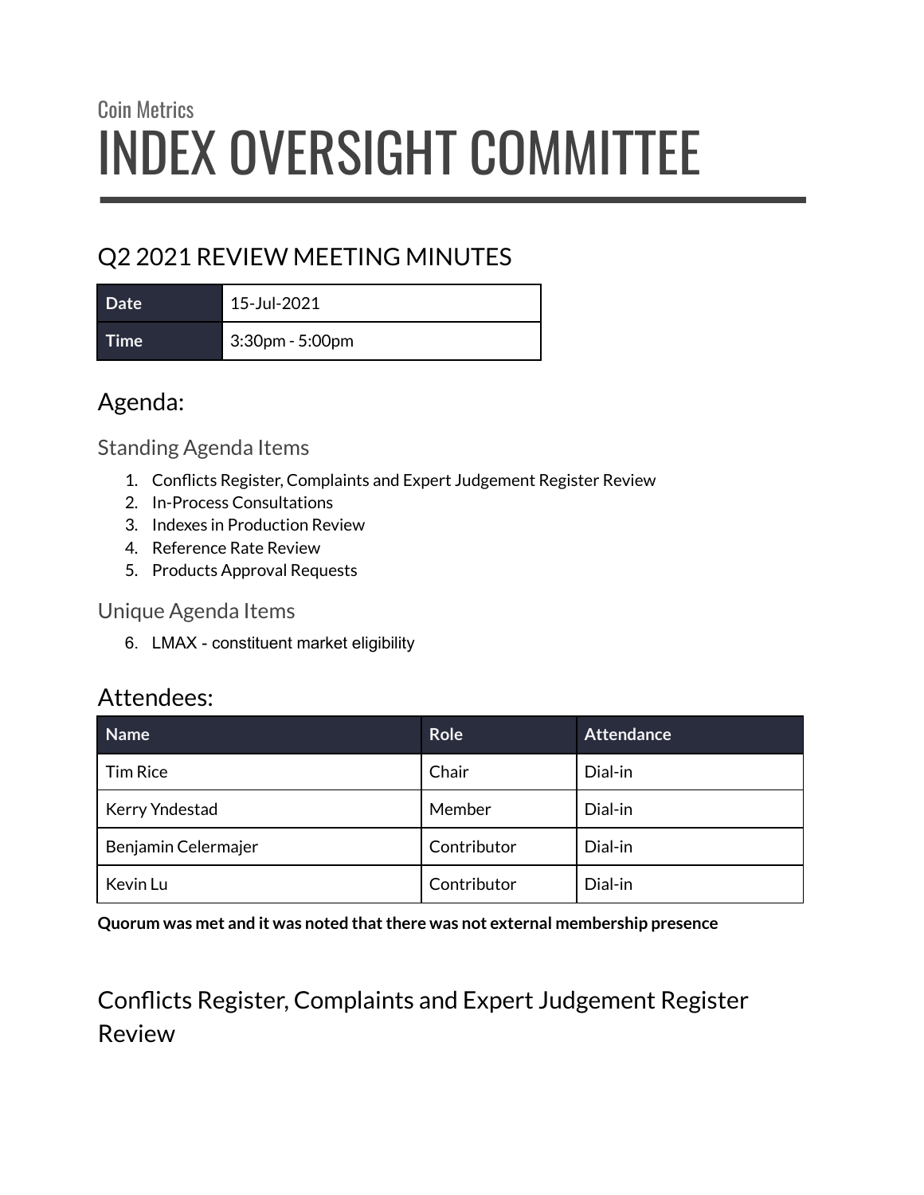Coin Metrics

# INDEX OVERSIGHT COMMITTEE

## Q2 2021 REVIEW MEETING MINUTES

| Date | 15-Jul-2021 |
| --- | --- |
| Time | 3:30pm - 5:00pm |

## Agenda:

### Standing Agenda Items

1. Conflicts Register, Complaints and Expert Judgement Register Review
2. In-Process Consultations
3. Indexes in Production Review
4. Reference Rate Review
5. Products Approval Requests

### Unique Agenda Items

6. LMAX - constituent market eligibility

## Attendees:

| Name | Role | Attendance |
| --- | --- | --- |
| Tim Rice | Chair | Dial-in |
| Kerry Yndestad | Member | Dial-in |
| Benjamin Celermajer | Contributor | Dial-in |
| Kevin Lu | Contributor | Dial-in |

**Quorum was met and it was noted that there was not external membership presence**

## Conflicts Register, Complaints and Expert Judgement Register Review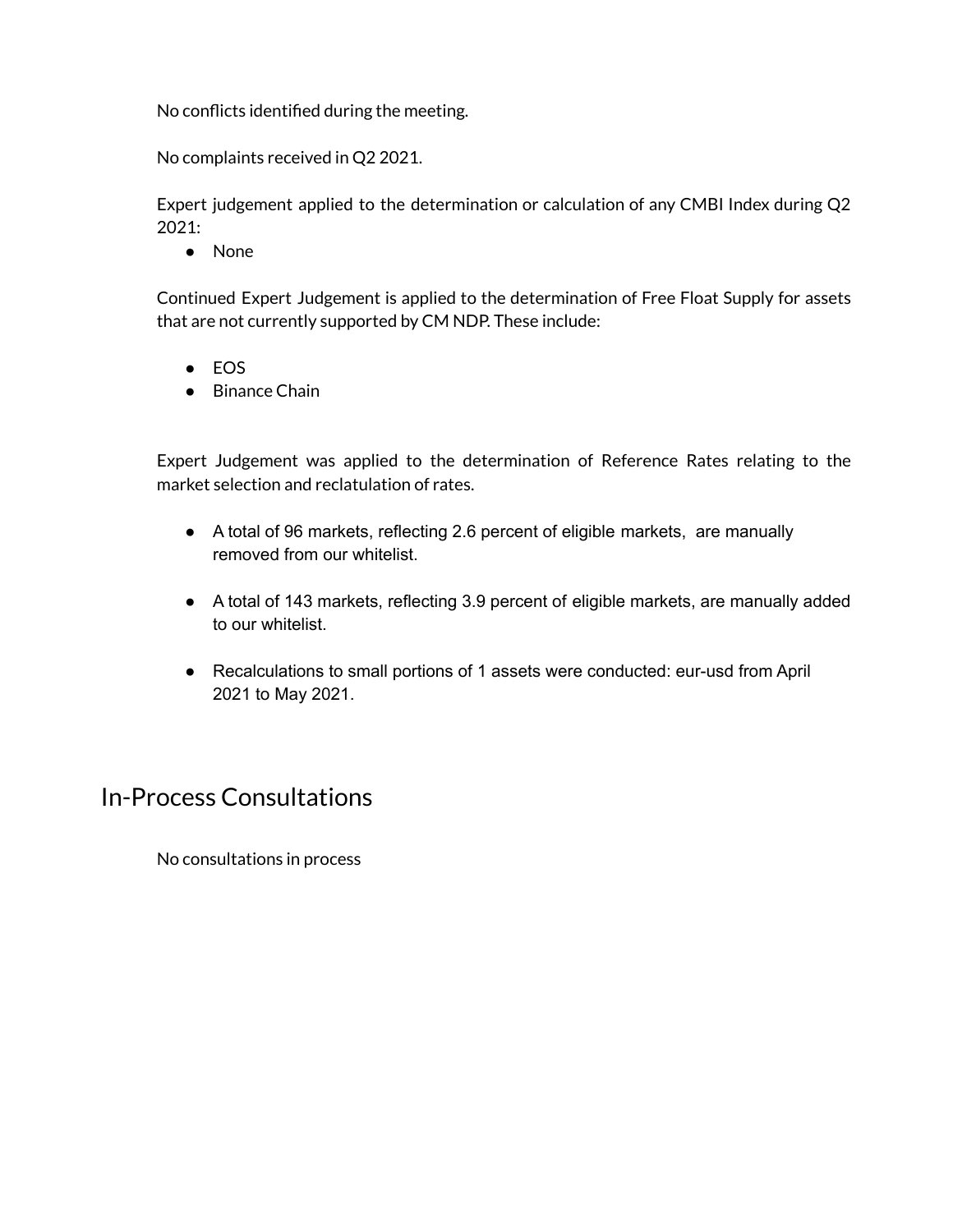No conflicts identified during the meeting.

No complaints received in Q2 2021.

Expert judgement applied to the determination or calculation of any CMBI Index during Q2 2021:

- None

Continued Expert Judgement is applied to the determination of Free Float Supply for assets that are not currently supported by CM NDP. These include:

- EOS
- Binance Chain

Expert Judgement was applied to the determination of Reference Rates relating to the market selection and reclatulation of rates.

- A total of 96 markets, reflecting 2.6 percent of eligible markets, are manually removed from our whitelist.

- A total of 143 markets, reflecting 3.9 percent of eligible markets, are manually added to our whitelist.

- Recalculations to small portions of 1 assets were conducted: eur-usd from April 2021 to May 2021.

# In-Process Consultations

No consultations in process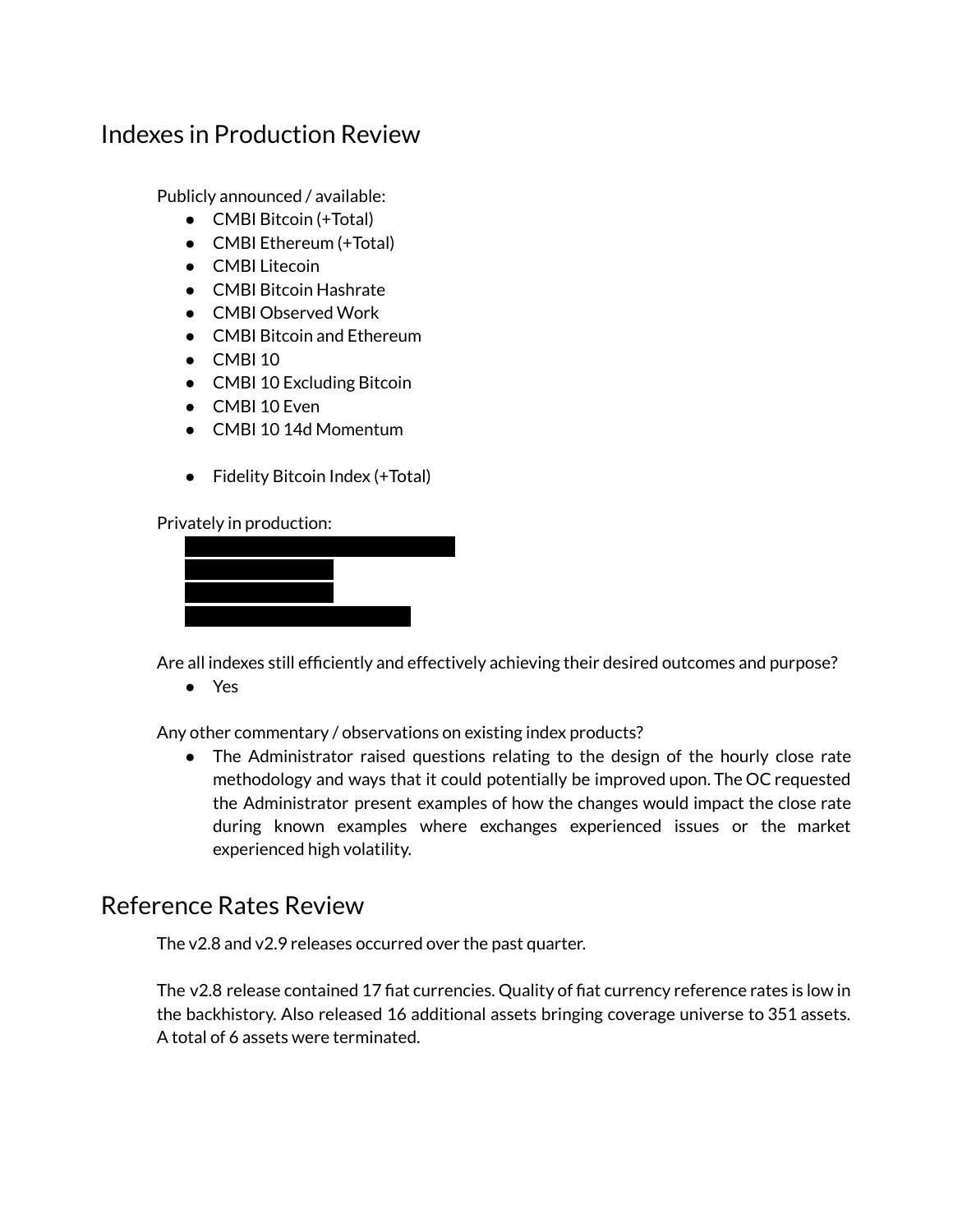## Indexes in Production Review

Publicly announced / available:

- CMBI Bitcoin (+Total)
- CMBI Ethereum (+Total)
- CMBI Litecoin
- CMBI Bitcoin Hashrate
- CMBI Observed Work
- CMBI Bitcoin and Ethereum
- CMBI 10
- CMBI 10 Excluding Bitcoin
- CMBI 10 Even
- CMBI 10 14d Momentum

- Fidelity Bitcoin Index (+Total)

Privately in production:

- [REDACTED]
- [REDACTED]
- [REDACTED]
- [REDACTED]

Are all indexes still efficiently and effectively achieving their desired outcomes and purpose?

- Yes

Any other commentary / observations on existing index products?

- The Administrator raised questions relating to the design of the hourly close rate methodology and ways that it could potentially be improved upon. The OC requested the Administrator present examples of how the changes would impact the close rate during known examples where exchanges experienced issues or the market experienced high volatility.

## Reference Rates Review

The v2.8 and v2.9 releases occurred over the past quarter.

The v2.8 release contained 17 fiat currencies. Quality of fiat currency reference rates is low in the backhistory. Also released 16 additional assets bringing coverage universe to 351 assets. A total of 6 assets were terminated.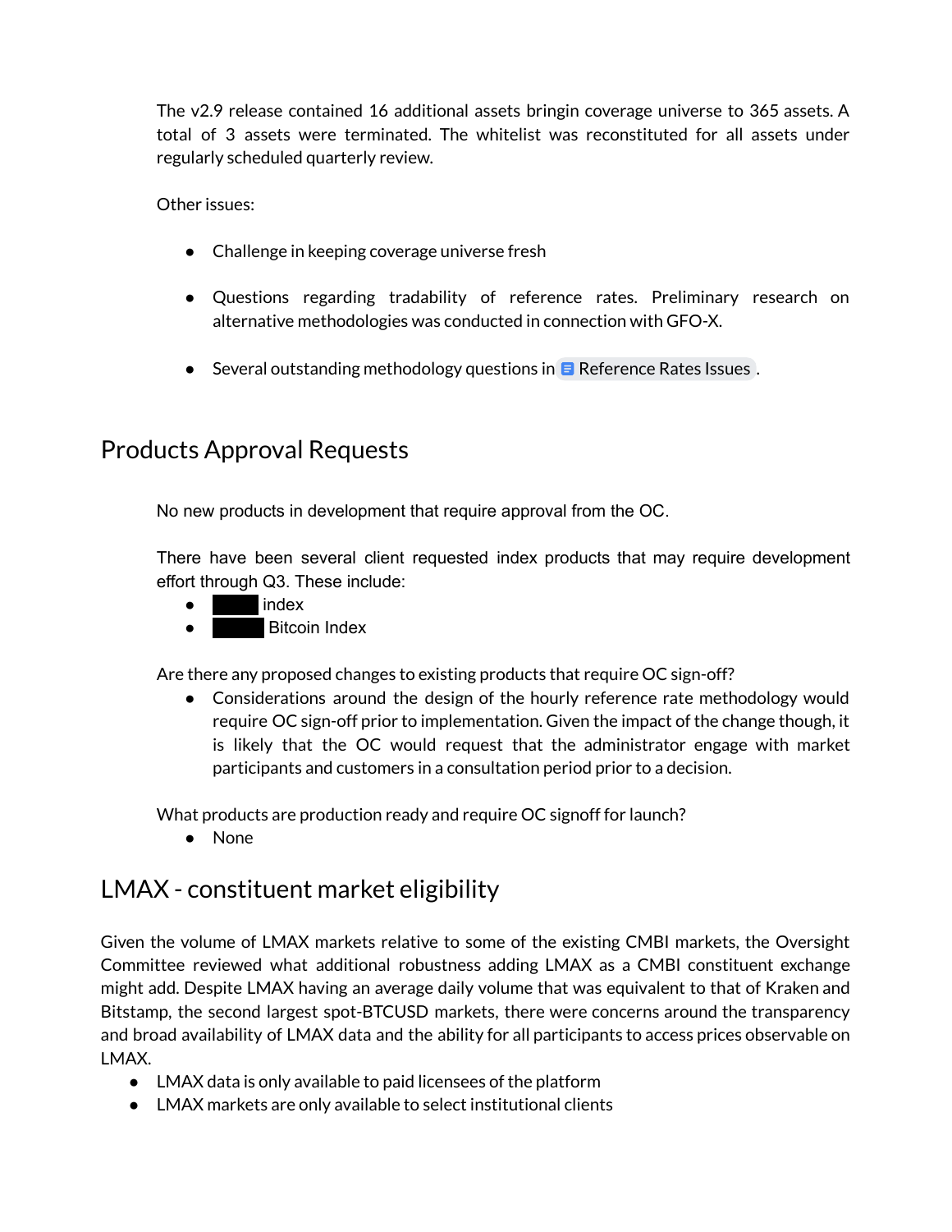The v2.9 release contained 16 additional assets bringin coverage universe to 365 assets. A total of 3 assets were terminated. The whitelist was reconstituted for all assets under regularly scheduled quarterly review.

Other issues:

- Challenge in keeping coverage universe fresh
- Questions regarding tradability of reference rates. Preliminary research on alternative methodologies was conducted in connection with GFO-X.
- Several outstanding methodology questions in Reference Rates Issues.

## Products Approval Requests

No new products in development that require approval from the OC.

There have been several client requested index products that may require development effort through Q3. These include:

- ██████ index
- ██████ Bitcoin Index

Are there any proposed changes to existing products that require OC sign-off?

- Considerations around the design of the hourly reference rate methodology would require OC sign-off prior to implementation. Given the impact of the change though, it is likely that the OC would request that the administrator engage with market participants and customers in a consultation period prior to a decision.

What products are production ready and require OC signoff for launch?

- None

## LMAX - constituent market eligibility

Given the volume of LMAX markets relative to some of the existing CMBI markets, the Oversight Committee reviewed what additional robustness adding LMAX as a CMBI constituent exchange might add. Despite LMAX having an average daily volume that was equivalent to that of Kraken and Bitstamp, the second largest spot-BTCUSD markets, there were concerns around the transparency and broad availability of LMAX data and the ability for all participants to access prices observable on LMAX.

- LMAX data is only available to paid licensees of the platform
- LMAX markets are only available to select institutional clients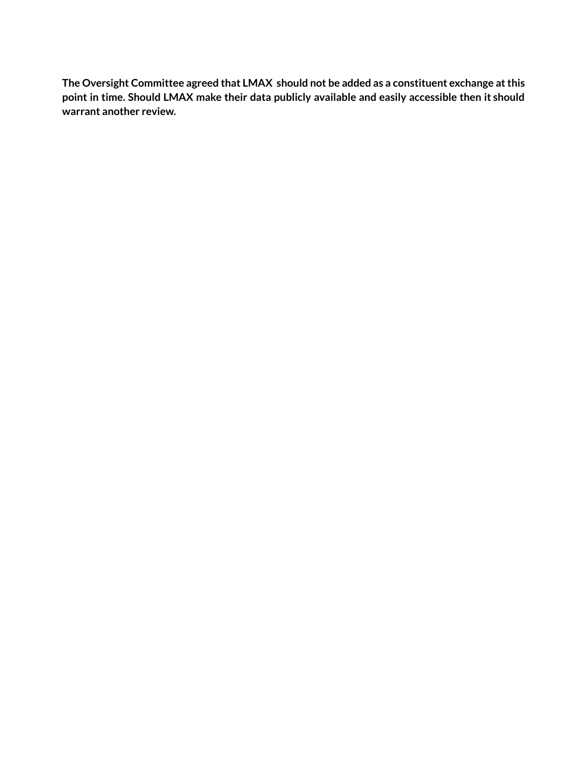**The Oversight Committee agreed that LMAX should not be added as a constituent exchange at this point in time. Should LMAX make their data publicly available and easily accessible then it should warrant another review.**